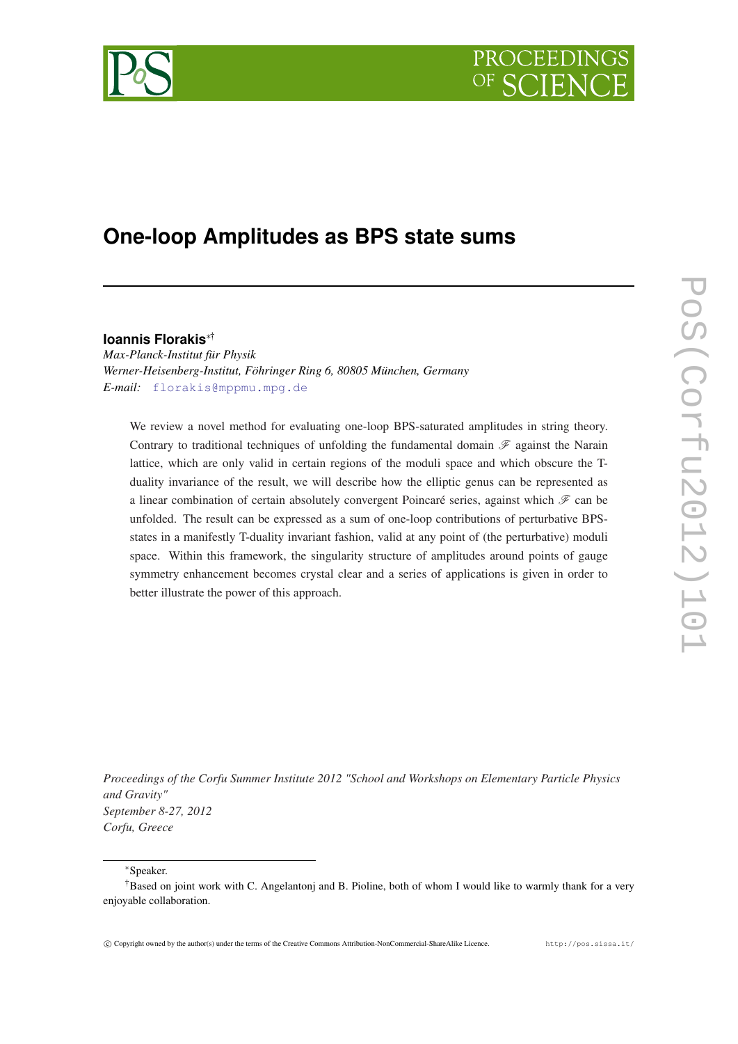# One-loop Amplitudes as BPS state sums

**Ioannis Florakis**[∗†]

*Max-Planck-Institut für Physik*
*Werner-Heisenberg-Institut, Föhringer Ring 6, 80805 München, Germany*
*E-mail:* florakis@mppmu.mpg.de

We review a novel method for evaluating one-loop BPS-saturated amplitudes in string theory. Contrary to traditional techniques of unfolding the fundamental domain $\mathscr{F}$ against the Narain lattice, which are only valid in certain regions of the moduli space and which obscure the T-duality invariance of the result, we will describe how the elliptic genus can be represented as a linear combination of certain absolutely convergent Poincaré series, against which $\mathscr{F}$ can be unfolded. The result can be expressed as a sum of one-loop contributions of perturbative BPS-states in a manifestly T-duality invariant fashion, valid at any point of (the perturbative) moduli space. Within this framework, the singularity structure of amplitudes around points of gauge symmetry enhancement becomes crystal clear and a series of applications is given in order to better illustrate the power of this approach.

*Proceedings of the Corfu Summer Institute 2012 "School and Workshops on Elementary Particle Physics and Gravity"*
*September 8-27, 2012*
*Corfu, Greece*

---

[∗]Speaker.

[†]Based on joint work with C. Angelantonj and B. Pioline, both of whom I would like to warmly thank for a very enjoyable collaboration.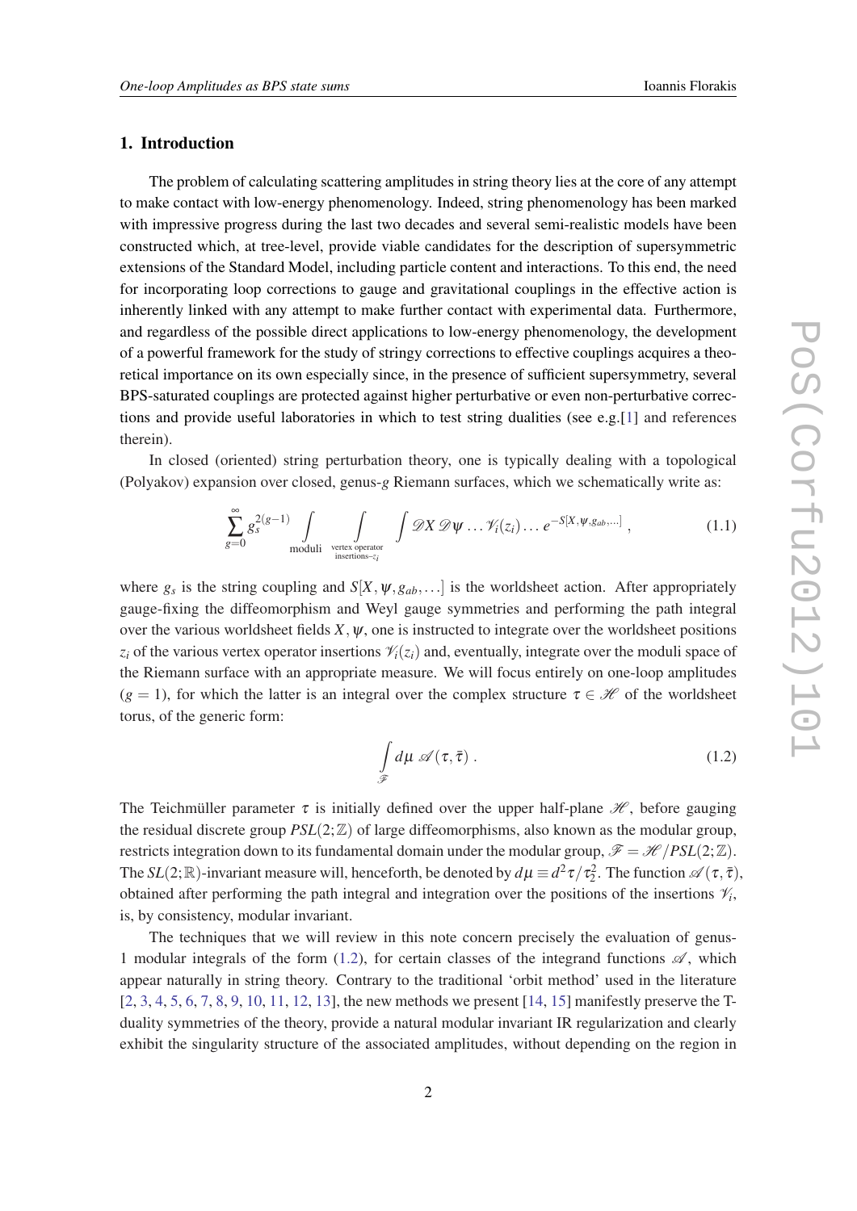## 1. Introduction

The problem of calculating scattering amplitudes in string theory lies at the core of any attempt to make contact with low-energy phenomenology. Indeed, string phenomenology has been marked with impressive progress during the last two decades and several semi-realistic models have been constructed which, at tree-level, provide viable candidates for the description of supersymmetric extensions of the Standard Model, including particle content and interactions. To this end, the need for incorporating loop corrections to gauge and gravitational couplings in the effective action is inherently linked with any attempt to make further contact with experimental data. Furthermore, and regardless of the possible direct applications to low-energy phenomenology, the development of a powerful framework for the study of stringy corrections to effective couplings acquires a theoretical importance on its own especially since, in the presence of sufficient supersymmetry, several BPS-saturated couplings are protected against higher perturbative or even non-perturbative corrections and provide useful laboratories in which to test string dualities (see e.g.[1] and references therein).

In closed (oriented) string perturbation theory, one is typically dealing with a topological (Polyakov) expansion over closed, genus-$g$ Riemann surfaces, which we schematically write as:

$$\sum_{g=0}^{\infty} g_s^{2(g-1)} \int\limits_{\text{moduli}} \int\limits_{\substack{\text{vertex operator} \\ \text{insertions}-z_i}} \int \mathscr{D}X\, \mathscr{D}\psi \ldots \mathscr{V}_i(z_i) \ldots e^{-S[X,\psi,g_{ab},\ldots]} \,, \tag{1.1}$$

where $g_s$ is the string coupling and $S[X,\psi,g_{ab},\ldots]$ is the worldsheet action. After appropriately gauge-fixing the diffeomorphism and Weyl gauge symmetries and performing the path integral over the various worldsheet fields $X,\psi$, one is instructed to integrate over the worldsheet positions $z_i$ of the various vertex operator insertions $\mathscr{V}_i(z_i)$ and, eventually, integrate over the moduli space of the Riemann surface with an appropriate measure. We will focus entirely on one-loop amplitudes ($g=1$), for which the latter is an integral over the complex structure $\tau \in \mathscr{H}$ of the worldsheet torus, of the generic form:

$$\int\limits_{\mathscr{F}} d\mu\; \mathscr{A}(\tau,\bar{\tau}) \,. \tag{1.2}$$

The Teichmüller parameter $\tau$ is initially defined over the upper half-plane $\mathscr{H}$, before gauging the residual discrete group $PSL(2;\mathbb{Z})$ of large diffeomorphisms, also known as the modular group, restricts integration down to its fundamental domain under the modular group, $\mathscr{F} = \mathscr{H}/PSL(2;\mathbb{Z})$. The $SL(2;\mathbb{R})$-invariant measure will, henceforth, be denoted by $d\mu \equiv d^2\tau/\tau_2^2$. The function $\mathscr{A}(\tau,\bar{\tau})$, obtained after performing the path integral and integration over the positions of the insertions $\mathscr{V}_i$, is, by consistency, modular invariant.

The techniques that we will review in this note concern precisely the evaluation of genus-1 modular integrals of the form (1.2), for certain classes of the integrand functions $\mathscr{A}$, which appear naturally in string theory. Contrary to the traditional 'orbit method' used in the literature [2, 3, 4, 5, 6, 7, 8, 9, 10, 11, 12, 13], the new methods we present [14, 15] manifestly preserve the T-duality symmetries of the theory, provide a natural modular invariant IR regularization and clearly exhibit the singularity structure of the associated amplitudes, without depending on the region in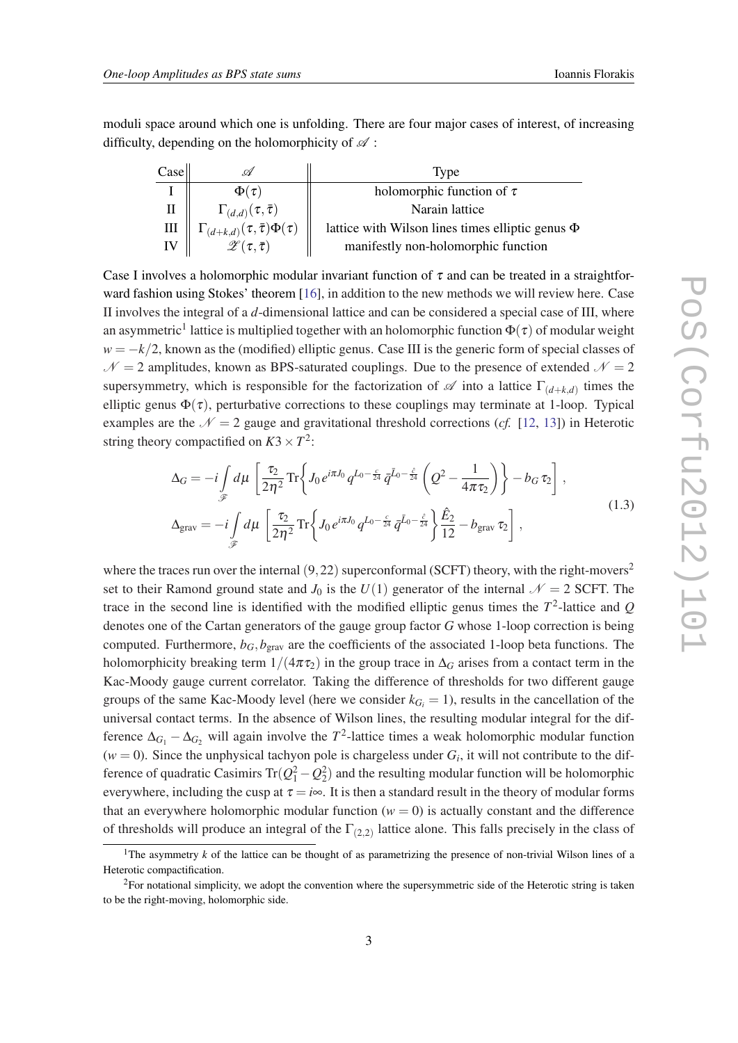moduli space around which one is unfolding. There are four major cases of interest, of increasing difficulty, depending on the holomorphicity of $\mathscr{A}$ :

| Case | $\mathscr{A}$ | Type |
|---|---|---|
| I | $\Phi(\tau)$ | holomorphic function of $\tau$ |
| II | $\Gamma_{(d,d)}(\tau,\bar{\tau})$ | Narain lattice |
| III | $\Gamma_{(d+k,d)}(\tau,\bar{\tau})\Phi(\tau)$ | lattice with Wilson lines times elliptic genus $\Phi$ |
| IV | $\mathscr{Z}(\tau,\bar{\tau})$ | manifestly non-holomorphic function |

Case I involves a holomorphic modular invariant function of $\tau$ and can be treated in a straightforward fashion using Stokes' theorem [16], in addition to the new methods we will review here. Case II involves the integral of a $d$-dimensional lattice and can be considered a special case of III, where an asymmetric[1] lattice is multiplied together with an holomorphic function $\Phi(\tau)$ of modular weight $w=-k/2$, known as the (modified) elliptic genus. Case III is the generic form of special classes of $\mathscr{N}=2$ amplitudes, known as BPS-saturated couplings. Due to the presence of extended $\mathscr{N}=2$ supersymmetry, which is responsible for the factorization of $\mathscr{A}$ into a lattice $\Gamma_{(d+k,d)}$ times the elliptic genus $\Phi(\tau)$, perturbative corrections to these couplings may terminate at 1-loop. Typical examples are the $\mathscr{N}=2$ gauge and gravitational threshold corrections (*cf.* [12, 13]) in Heterotic string theory compactified on $K3\times T^2$:

$$
\begin{aligned}
\Delta_G &= -i\int_{\mathscr{F}} d\mu\,\left[\frac{\tau_2}{2\eta^2}\,\mathrm{Tr}\left\{J_0\, e^{i\pi J_0}\, q^{L_0-\frac{c}{24}}\,\bar{q}^{\bar{L}_0-\frac{\bar{c}}{24}}\left(Q^2-\frac{1}{4\pi\tau_2}\right)\right\}-b_G\,\tau_2\right],\\
\Delta_{\rm grav} &= -i\int_{\mathscr{F}} d\mu\,\left[\frac{\tau_2}{2\eta^2}\,\mathrm{Tr}\left\{J_0\, e^{i\pi J_0}\, q^{L_0-\frac{c}{24}}\,\bar{q}^{\bar{L}_0-\frac{\bar{c}}{24}}\right\}\frac{\hat{E}_2}{12}-b_{\rm grav}\,\tau_2\right],
\end{aligned}
\tag{1.3}
$$

where the traces run over the internal $(9,22)$ superconformal (SCFT) theory, with the right-movers[2] set to their Ramond ground state and $J_0$ is the $U(1)$ generator of the internal $\mathscr{N}=2$ SCFT. The trace in the second line is identified with the modified elliptic genus times the $T^2$-lattice and $Q$ denotes one of the Cartan generators of the gauge group factor $G$ whose 1-loop correction is being computed. Furthermore, $b_G, b_{\rm grav}$ are the coefficients of the associated 1-loop beta functions. The holomorphicity breaking term $1/(4\pi\tau_2)$ in the group trace in $\Delta_G$ arises from a contact term in the Kac-Moody gauge current correlator. Taking the difference of thresholds for two different gauge groups of the same Kac-Moody level (here we consider $k_{G_i}=1$), results in the cancellation of the universal contact terms. In the absence of Wilson lines, the resulting modular integral for the difference $\Delta_{G_1}-\Delta_{G_2}$ will again involve the $T^2$-lattice times a weak holomorphic modular function ($w=0$). Since the unphysical tachyon pole is chargeless under $G_i$, it will not contribute to the difference of quadratic Casimirs $\mathrm{Tr}(Q_1^2-Q_2^2)$ and the resulting modular function will be holomorphic everywhere, including the cusp at $\tau=i\infty$. It is then a standard result in the theory of modular forms that an everywhere holomorphic modular function ($w=0$) is actually constant and the difference of thresholds will produce an integral of the $\Gamma_{(2,2)}$ lattice alone. This falls precisely in the class of

[1] The asymmetry $k$ of the lattice can be thought of as parametrizing the presence of non-trivial Wilson lines of a Heterotic compactification.

[2] For notational simplicity, we adopt the convention where the supersymmetric side of the Heterotic string is taken to be the right-moving, holomorphic side.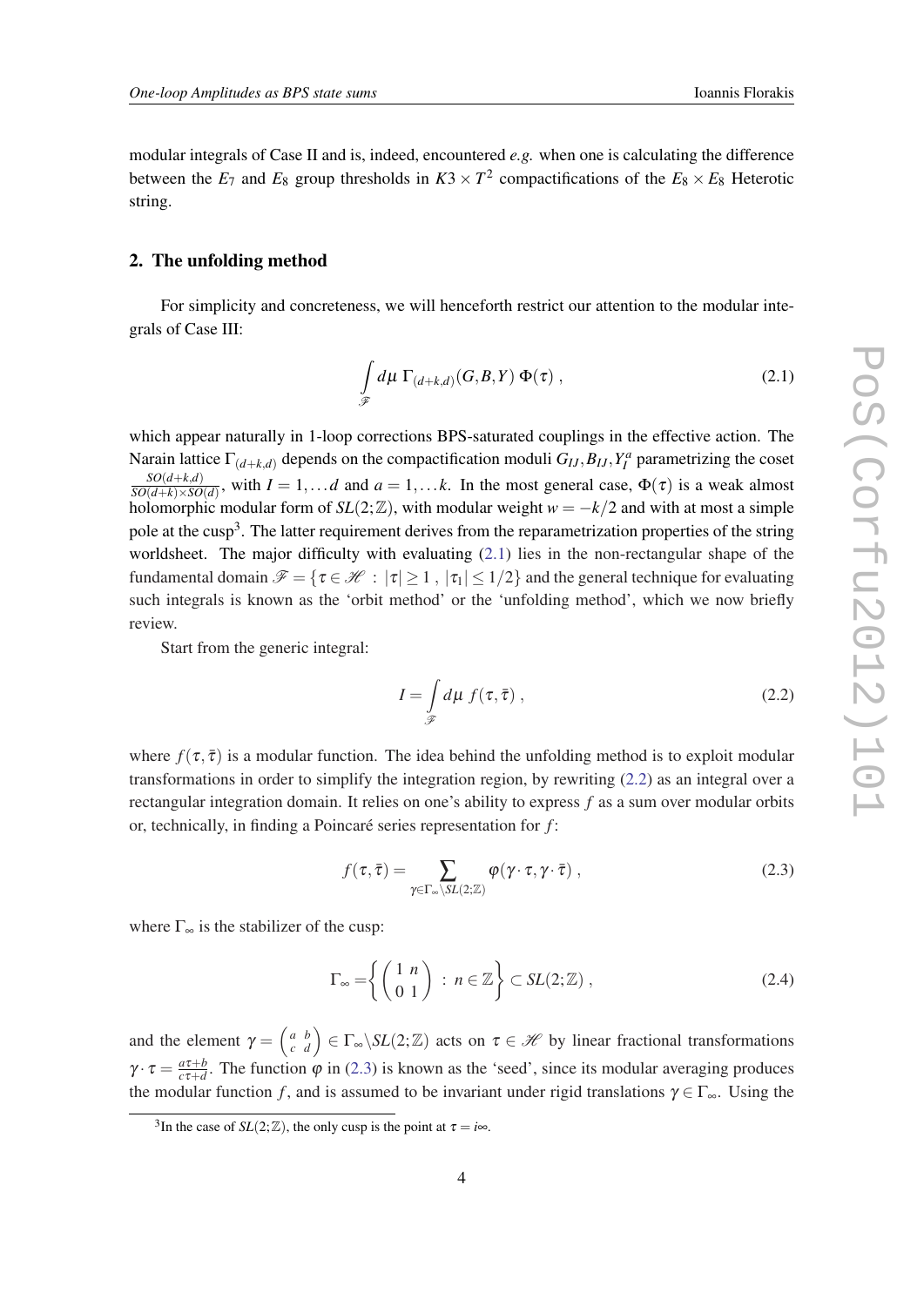modular integrals of Case II and is, indeed, encountered *e.g.* when one is calculating the difference between the $E_7$ and $E_8$ group thresholds in $K3\times T^2$ compactifications of the $E_8\times E_8$ Heterotic string.

## 2. The unfolding method

For simplicity and concreteness, we will henceforth restrict our attention to the modular integrals of Case III:

$$\int_{\mathscr{F}} d\mu\ \Gamma_{(d+k,d)}(G,B,Y)\ \Phi(\tau)\ , \tag{2.1}$$

which appear naturally in 1-loop corrections BPS-saturated couplings in the effective action. The Narain lattice $\Gamma_{(d+k,d)}$ depends on the compactification moduli $G_{IJ}, B_{IJ}, Y^a_I$ parametrizing the coset $\frac{SO(d+k,d)}{SO(d+k)\times SO(d)}$, with $I=1,\dots d$ and $a=1,\dots k$. In the most general case, $\Phi(\tau)$ is a weak almost holomorphic modular form of $SL(2;\mathbb{Z})$, with modular weight $w=-k/2$ and with at most a simple pole at the cusp[3]. The latter requirement derives from the reparametrization properties of the string worldsheet. The major difficulty with evaluating (2.1) lies in the non-rectangular shape of the fundamental domain $\mathscr{F}=\{\tau\in\mathscr{H}\ :\ |\tau|\geq 1\ ,\ |\tau_1|\leq 1/2\}$ and the general technique for evaluating such integrals is known as the 'orbit method' or the 'unfolding method', which we now briefly review.

Start from the generic integral:

$$I=\int_{\mathscr{F}} d\mu\ f(\tau,\bar{\tau})\ , \tag{2.2}$$

where $f(\tau,\bar\tau)$ is a modular function. The idea behind the unfolding method is to exploit modular transformations in order to simplify the integration region, by rewriting (2.2) as an integral over a rectangular integration domain. It relies on one's ability to express $f$ as a sum over modular orbits or, technically, in finding a Poincaré series representation for $f$:

$$f(\tau,\bar\tau)=\sum_{\gamma\in\Gamma_\infty\backslash SL(2;\mathbb{Z})}\varphi(\gamma\cdot\tau,\gamma\cdot\bar\tau)\ , \tag{2.3}$$

where $\Gamma_\infty$ is the stabilizer of the cusp:

$$\Gamma_\infty=\left\{\begin{pmatrix}1 & n\\ 0 & 1\end{pmatrix}\ :\ n\in\mathbb{Z}\right\}\subset SL(2;\mathbb{Z})\ , \tag{2.4}$$

and the element $\gamma=\left(\begin{smallmatrix}a & b\\ c & d\end{smallmatrix}\right)\in\Gamma_\infty\backslash SL(2;\mathbb{Z})$ acts on $\tau\in\mathscr{H}$ by linear fractional transformations $\gamma\cdot\tau=\frac{a\tau+b}{c\tau+d}$. The function $\varphi$ in (2.3) is known as the 'seed', since its modular averaging produces the modular function $f$, and is assumed to be invariant under rigid translations $\gamma\in\Gamma_\infty$. Using the

[3] In the case of $SL(2;\mathbb{Z})$, the only cusp is the point at $\tau=i\infty$.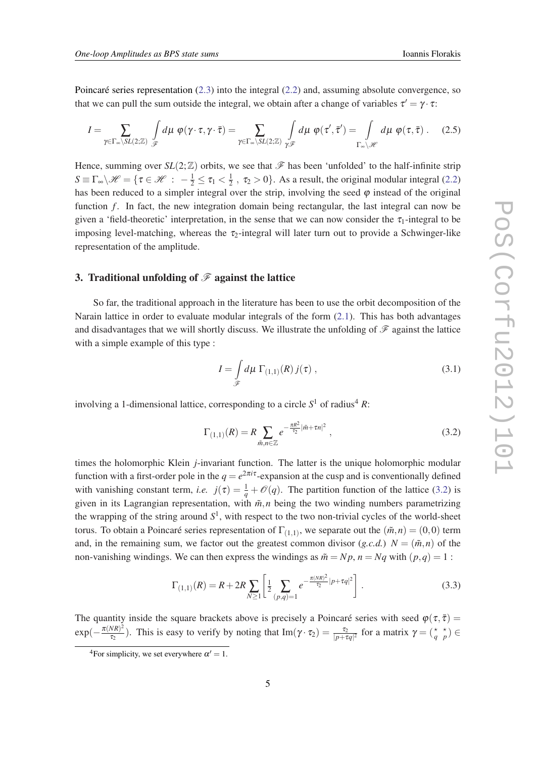Poincaré series representation (2.3) into the integral (2.2) and, assuming absolute convergence, so that we can pull the sum outside the integral, we obtain after a change of variables $\tau' = \gamma \cdot \tau$:

$$I = \sum_{\gamma \in \Gamma_\infty \backslash SL(2;\mathbb{Z})} \int_{\mathscr{F}} d\mu \ \varphi(\gamma \cdot \tau, \gamma \cdot \bar{\tau}) = \sum_{\gamma \in \Gamma_\infty \backslash SL(2;\mathbb{Z})} \int_{\gamma \mathscr{F}} d\mu \ \varphi(\tau', \bar{\tau}') = \int_{\Gamma_\infty \backslash \mathscr{H}} d\mu \ \varphi(\tau, \bar{\tau}) \,. \quad (2.5)$$

Hence, summing over $SL(2;\mathbb{Z})$ orbits, we see that $\mathscr{F}$ has been 'unfolded' to the half-infinite strip $S \equiv \Gamma_\infty \backslash \mathscr{H} = \{\tau \in \mathscr{H} \ : \ -\frac{1}{2} \leq \tau_1 < \frac{1}{2} \ , \ \tau_2 > 0\}$. As a result, the original modular integral (2.2) has been reduced to a simpler integral over the strip, involving the seed $\varphi$ instead of the original function $f$. In fact, the new integration domain being rectangular, the last integral can now be given a 'field-theoretic' interpretation, in the sense that we can now consider the $\tau_1$-integral to be imposing level-matching, whereas the $\tau_2$-integral will later turn out to provide a Schwinger-like representation of the amplitude.

## 3. Traditional unfolding of $\mathscr{F}$ against the lattice

So far, the traditional approach in the literature has been to use the orbit decomposition of the Narain lattice in order to evaluate modular integrals of the form (2.1). This has both advantages and disadvantages that we will shortly discuss. We illustrate the unfolding of $\mathscr{F}$ against the lattice with a simple example of this type :

$$I = \int_{\mathscr{F}} d\mu \ \Gamma_{(1,1)}(R)\, j(\tau) \,, \quad (3.1)$$

involving a 1-dimensional lattice, corresponding to a circle $S^1$ of radius[4] $R$:

$$\Gamma_{(1,1)}(R) = R \sum_{\tilde{m}, n \in \mathbb{Z}} e^{-\frac{\pi R^2}{\tau_2} |\tilde{m} + \tau n|^2} \,, \quad (3.2)$$

times the holomorphic Klein $j$-invariant function. The latter is the unique holomorphic modular function with a first-order pole in the $q = e^{2\pi i \tau}$-expansion at the cusp and is conventionally defined with vanishing constant term, *i.e.* $j(\tau) = \frac{1}{q} + \mathscr{O}(q)$. The partition function of the lattice (3.2) is given in its Lagrangian representation, with $\tilde{m}, n$ being the two winding numbers parametrizing the wrapping of the string around $S^1$, with respect to the two non-trivial cycles of the world-sheet torus. To obtain a Poincaré series representation of $\Gamma_{(1,1)}$, we separate out the $(\tilde{m}, n) = (0,0)$ term and, in the remaining sum, we factor out the greatest common divisor (*g.c.d.*) $N = (\tilde{m}, n)$ of the non-vanishing windings. We can then express the windings as $\tilde{m} = Np$, $n = Nq$ with $(p,q) = 1$ :

$$\Gamma_{(1,1)}(R) = R + 2R \sum_{N \geq 1} \left[ \frac{1}{2} \sum_{(p,q)=1} e^{-\frac{\pi (NR)^2}{\tau_2} |p + \tau q|^2} \right] . \quad (3.3)$$

The quantity inside the square brackets above is precisely a Poincaré series with seed $\varphi(\tau, \bar{\tau}) = \exp(-\frac{\pi (NR)^2}{\tau_2})$. This is easy to verify by noting that $\mathrm{Im}(\gamma \cdot \tau_2) = \frac{\tau_2}{|p + \tau q|^2}$ for a matrix $\gamma = \left(\begin{smallmatrix} \star & \star \\ q & p \end{smallmatrix}\right) \in$

[4] For simplicity, we set everywhere $\alpha' = 1$.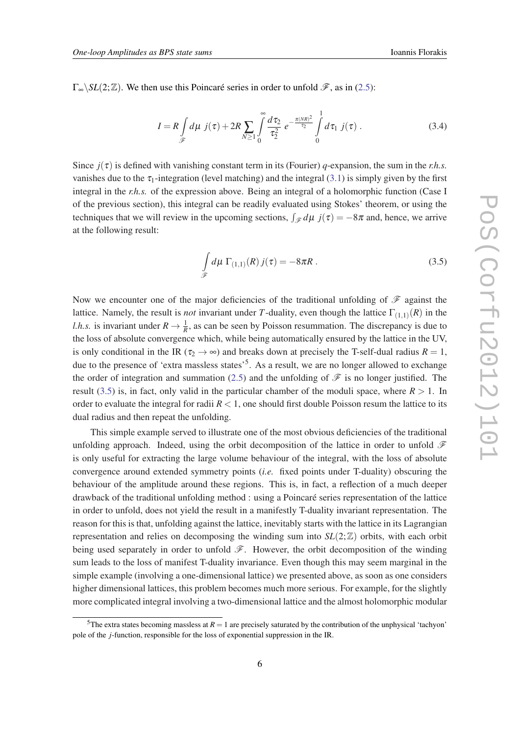$\Gamma_\infty\backslash SL(2;\mathbb{Z})$. We then use this Poincaré series in order to unfold $\mathscr{F}$, as in (2.5):

$$I = R\int_{\mathscr{F}} d\mu\ j(\tau) + 2R\sum_{N\geq 1}\int_0^\infty \frac{d\tau_2}{\tau_2^2}\ e^{-\frac{\pi(NR)^2}{\tau_2}}\int_0^1 d\tau_1\ j(\tau)\ . \tag{3.4}$$

Since $j(\tau)$ is defined with vanishing constant term in its (Fourier) $q$-expansion, the sum in the *r.h.s.* vanishes due to the $\tau_1$-integration (level matching) and the integral (3.1) is simply given by the first integral in the *r.h.s.* of the expression above. Being an integral of a holomorphic function (Case I of the previous section), this integral can be readily evaluated using Stokes' theorem, or using the techniques that we will review in the upcoming sections, $\int_{\mathscr{F}} d\mu\ j(\tau) = -8\pi$ and, hence, we arrive at the following result:

$$\int_{\mathscr{F}} d\mu\ \Gamma_{(1,1)}(R)\, j(\tau) = -8\pi R\ . \tag{3.5}$$

Now we encounter one of the major deficiencies of the traditional unfolding of $\mathscr{F}$ against the lattice. Namely, the result is *not* invariant under $T$-duality, even though the lattice $\Gamma_{(1,1)}(R)$ in the *l.h.s.* is invariant under $R\to\frac{1}{R}$, as can be seen by Poisson resummation. The discrepancy is due to the loss of absolute convergence which, while being automatically ensured by the lattice in the UV, is only conditional in the IR ($\tau_2\to\infty$) and breaks down at precisely the T-self-dual radius $R=1$, due to the presence of 'extra massless states'[5]. As a result, we are no longer allowed to exchange the order of integration and summation (2.5) and the unfolding of $\mathscr{F}$ is no longer justified. The result (3.5) is, in fact, only valid in the particular chamber of the moduli space, where $R>1$. In order to evaluate the integral for radii $R<1$, one should first double Poisson resum the lattice to its dual radius and then repeat the unfolding.

This simple example served to illustrate one of the most obvious deficiencies of the traditional unfolding approach. Indeed, using the orbit decomposition of the lattice in order to unfold $\mathscr{F}$ is only useful for extracting the large volume behaviour of the integral, with the loss of absolute convergence around extended symmetry points (*i.e.* fixed points under T-duality) obscuring the behaviour of the amplitude around these regions. This is, in fact, a reflection of a much deeper drawback of the traditional unfolding method : using a Poincaré series representation of the lattice in order to unfold, does not yield the result in a manifestly T-duality invariant representation. The reason for this is that, unfolding against the lattice, inevitably starts with the lattice in its Lagrangian representation and relies on decomposing the winding sum into $SL(2;\mathbb{Z})$ orbits, with each orbit being used separately in order to unfold $\mathscr{F}$. However, the orbit decomposition of the winding sum leads to the loss of manifest T-duality invariance. Even though this may seem marginal in the simple example (involving a one-dimensional lattice) we presented above, as soon as one considers higher dimensional lattices, this problem becomes much more serious. For example, for the slightly more complicated integral involving a two-dimensional lattice and the almost holomorphic modular

[5] The extra states becoming massless at $R=1$ are precisely saturated by the contribution of the unphysical 'tachyon' pole of the $j$-function, responsible for the loss of exponential suppression in the IR.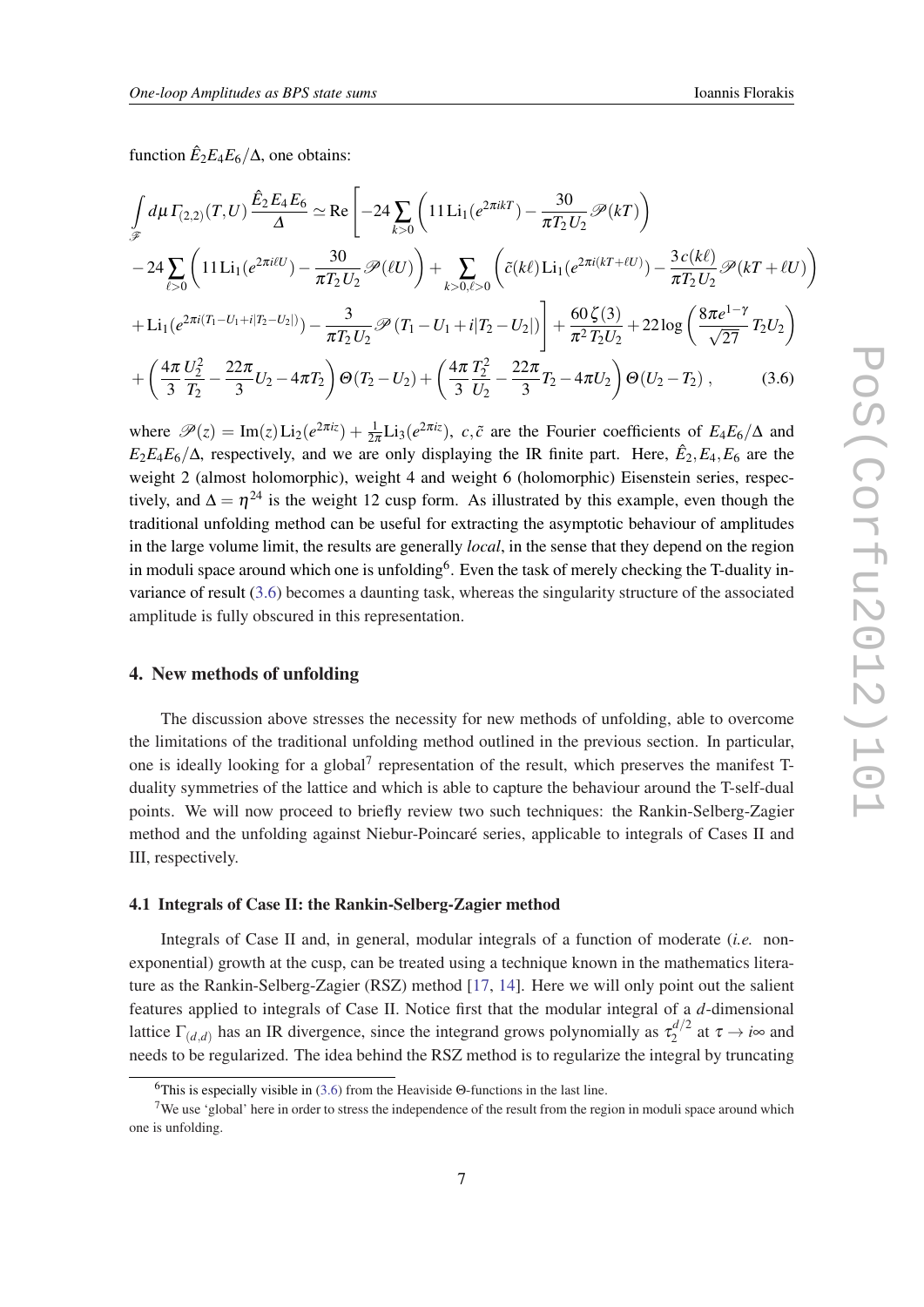function $\hat{E}_2 E_4 E_6/\Delta$, one obtains:

$$
\begin{aligned}
\int_{\mathscr{F}} d\mu\, \Gamma_{(2,2)}(T,U)\,\frac{\hat{E}_2 E_4 E_6}{\Delta} \simeq \mathrm{Re}\Bigg[ &-24\sum_{k>0}\left(11\,\mathrm{Li}_1(e^{2\pi i k T}) - \frac{30}{\pi T_2 U_2}\mathscr{P}(kT)\right) \\
&-24\sum_{\ell>0}\left(11\,\mathrm{Li}_1(e^{2\pi i \ell U}) - \frac{30}{\pi T_2 U_2}\mathscr{P}(\ell U)\right) + \sum_{k>0,\ell>0}\left(\tilde{c}(k\ell)\,\mathrm{Li}_1(e^{2\pi i (kT+\ell U)}) - \frac{3\,c(k\ell)}{\pi T_2 U_2}\mathscr{P}(kT+\ell U)\right) \\
&+\mathrm{Li}_1(e^{2\pi i (T_1 - U_1 + i|T_2-U_2|)}) - \frac{3}{\pi T_2 U_2}\mathscr{P}\left(T_1-U_1+i|T_2-U_2|\right)\Bigg] + \frac{60\,\zeta(3)}{\pi^2 T_2 U_2} + 22\log\left(\frac{8\pi e^{1-\gamma}}{\sqrt{27}}\,T_2 U_2\right) \\
&+\left(\frac{4\pi}{3}\frac{U_2^2}{T_2} - \frac{22\pi}{3}U_2 - 4\pi T_2\right)\Theta(T_2-U_2) + \left(\frac{4\pi}{3}\frac{T_2^2}{U_2} - \frac{22\pi}{3}T_2 - 4\pi U_2\right)\Theta(U_2-T_2)\,, \qquad (3.6)
\end{aligned}
$$

where $\mathscr{P}(z) = \mathrm{Im}(z)\,\mathrm{Li}_2(e^{2\pi i z}) + \frac{1}{2\pi}\mathrm{Li}_3(e^{2\pi i z})$, $c, \tilde{c}$ are the Fourier coefficients of $E_4 E_6/\Delta$ and $E_2 E_4 E_6/\Delta$, respectively, and we are only displaying the IR finite part. Here, $\hat{E}_2, E_4, E_6$ are the weight 2 (almost holomorphic), weight 4 and weight 6 (holomorphic) Eisenstein series, respectively, and $\Delta = \eta^{24}$ is the weight 12 cusp form. As illustrated by this example, even though the traditional unfolding method can be useful for extracting the asymptotic behaviour of amplitudes in the large volume limit, the results are generally *local*, in the sense that they depend on the region in moduli space around which one is unfolding[6]. Even the task of merely checking the T-duality invariance of result (3.6) becomes a daunting task, whereas the singularity structure of the associated amplitude is fully obscured in this representation.

## 4. New methods of unfolding

The discussion above stresses the necessity for new methods of unfolding, able to overcome the limitations of the traditional unfolding method outlined in the previous section. In particular, one is ideally looking for a global[7] representation of the result, which preserves the manifest T-duality symmetries of the lattice and which is able to capture the behaviour around the T-self-dual points. We will now proceed to briefly review two such techniques: the Rankin-Selberg-Zagier method and the unfolding against Niebur-Poincaré series, applicable to integrals of Cases II and III, respectively.

### 4.1 Integrals of Case II: the Rankin-Selberg-Zagier method

Integrals of Case II and, in general, modular integrals of a function of moderate (*i.e.* non-exponential) growth at the cusp, can be treated using a technique known in the mathematics literature as the Rankin-Selberg-Zagier (RSZ) method [17, 14]. Here we will only point out the salient features applied to integrals of Case II. Notice first that the modular integral of a $d$-dimensional lattice $\Gamma_{(d,d)}$ has an IR divergence, since the integrand grows polynomially as $\tau_2^{d/2}$ at $\tau \to i\infty$ and needs to be regularized. The idea behind the RSZ method is to regularize the integral by truncating

[6] This is especially visible in (3.6) from the Heaviside $\Theta$-functions in the last line.

[7] We use 'global' here in order to stress the independence of the result from the region in moduli space around which one is unfolding.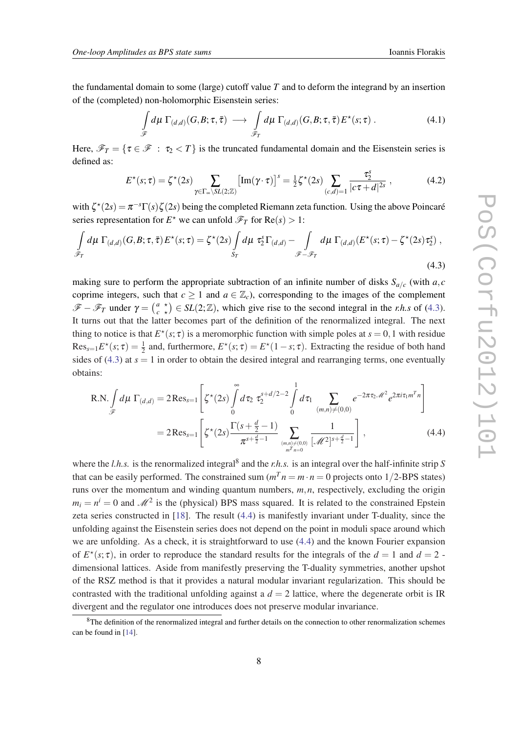the fundamental domain to some (large) cutoff value $T$ and to deform the integrand by an insertion of the (completed) non-holomorphic Eisenstein series:

$$\int_{\mathscr{F}} d\mu \; \Gamma_{(d,d)}(G,B;\tau,\bar{\tau}) \;\longrightarrow\; \int_{\mathscr{F}_T} d\mu \; \Gamma_{(d,d)}(G,B;\tau,\bar{\tau})\, E^{\star}(s;\tau)\,. \tag{4.1}$$

Here, $\mathscr{F}_T = \{\tau \in \mathscr{F} \;:\; \tau_2 < T\}$ is the truncated fundamental domain and the Eisenstein series is defined as:

$$E^{\star}(s;\tau) = \zeta^{\star}(2s) \sum_{\gamma \in \Gamma_\infty \backslash SL(2;\mathbb{Z})} \left[\mathrm{Im}(\gamma\cdot\tau)\right]^s = \tfrac{1}{2}\zeta^{\star}(2s) \sum_{(c,d)=1} \frac{\tau_2^s}{|c\tau+d|^{2s}}\,, \tag{4.2}$$

with $\zeta^{\star}(2s) = \pi^{-s}\Gamma(s)\zeta(2s)$ being the completed Riemann zeta function. Using the above Poincaré series representation for $E^{\star}$ we can unfold $\mathscr{F}_T$ for $\mathrm{Re}(s) > 1$:

$$\int_{\mathscr{F}_T} d\mu \; \Gamma_{(d,d)}(G,B;\tau,\bar{\tau})\, E^{\star}(s;\tau) = \zeta^{\star}(2s) \int_{S_T} d\mu \;\tau_2^s\, \Gamma_{(d,d)} - \int_{\mathscr{F}-\mathscr{F}_T} d\mu \; \Gamma_{(d,d)} (E^{\star}(s;\tau) - \zeta^{\star}(2s)\tau_2^s)\,, \tag{4.3}$$

making sure to perform the appropriate subtraction of an infinite number of disks $S_{a/c}$ (with $a,c$ coprime integers, such that $c \geq 1$ and $a \in \mathbb{Z}_c$), corresponding to the images of the complement $\mathscr{F}-\mathscr{F}_T$ under $\gamma = \left(\begin{smallmatrix} a & \star \\ c & \star \end{smallmatrix}\right) \in SL(2;\mathbb{Z})$, which give rise to the second integral in the *r.h.s* of (4.3). It turns out that the latter becomes part of the definition of the renormalized integral. The next thing to notice is that $E^{\star}(s;\tau)$ is a meromorphic function with simple poles at $s = 0,1$ with residue $\mathrm{Res}_{s=1} E^{\star}(s;\tau) = \frac{1}{2}$ and, furthermore, $E^{\star}(s;\tau) = E^{\star}(1-s;\tau)$. Extracting the residue of both hand sides of (4.3) at $s = 1$ in order to obtain the desired integral and rearranging terms, one eventually obtains:

$$\begin{aligned}
\mathrm{R.N.}\int_{\mathscr{F}} d\mu \; \Gamma_{(d,d)} &= 2\,\mathrm{Res}_{s=1}\left[\zeta^{\star}(2s) \int_0^\infty d\tau_2 \;\tau_2^{s+d/2-2} \int_0^1 d\tau_1 \sum_{(m,n)\neq(0,0)} e^{-2\pi\tau_2 \mathscr{M}^2} e^{2\pi i \tau_1 m^T n}\right] \\
&= 2\,\mathrm{Res}_{s=1}\left[\zeta^{\star}(2s) \frac{\Gamma(s+\frac{d}{2}-1)}{\pi^{s+\frac{d}{2}-1}} \sum_{\substack{(m,n)\neq(0,0) \\ m^T n = 0}} \frac{1}{\left[\mathscr{M}^2\right]^{s+\frac{d}{2}-1}}\right]\,,
\end{aligned} \tag{4.4}$$

where the *l.h.s.* is the renormalized integral[8] and the *r.h.s.* is an integral over the half-infinite strip $S$ that can be easily performed. The constrained sum ($m^T n = m\cdot n = 0$ projects onto $1/2$-BPS states) runs over the momentum and winding quantum numbers, $m,n$, respectively, excluding the origin $m_i = n^i = 0$ and $\mathscr{M}^2$ is the (physical) BPS mass squared. It is related to the constrained Epstein zeta series constructed in [18]. The result (4.4) is manifestly invariant under T-duality, since the unfolding against the Eisenstein series does not depend on the point in moduli space around which we are unfolding. As a check, it is straightforward to use (4.4) and the known Fourier expansion of $E^{\star}(s;\tau)$, in order to reproduce the standard results for the integrals of the $d = 1$ and $d = 2$ - dimensional lattices. Aside from manifestly preserving the T-duality symmetries, another upshot of the RSZ method is that it provides a natural modular invariant regularization. This should be contrasted with the traditional unfolding against a $d = 2$ lattice, where the degenerate orbit is IR divergent and the regulator one introduces does not preserve modular invariance.

[8] The definition of the renormalized integral and further details on the connection to other renormalization schemes can be found in [14].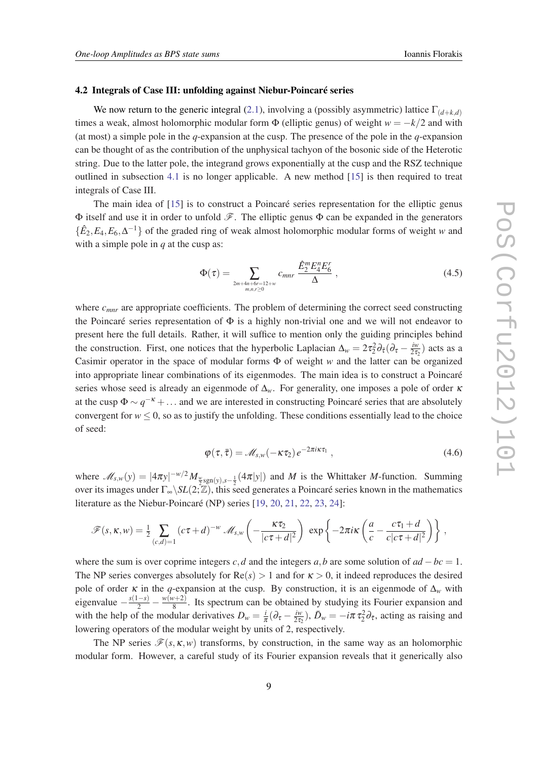### 4.2 Integrals of Case III: unfolding against Niebur-Poincaré series

We now return to the generic integral (2.1), involving a (possibly asymmetric) lattice $\Gamma_{(d+k,d)}$ times a weak, almost holomorphic modular form $\Phi$ (elliptic genus) of weight $w=-k/2$ and with (at most) a simple pole in the $q$-expansion at the cusp. The presence of the pole in the $q$-expansion can be thought of as the contribution of the unphysical tachyon of the bosonic side of the Heterotic string. Due to the latter pole, the integrand grows exponentially at the cusp and the RSZ technique outlined in subsection 4.1 is no longer applicable. A new method [15] is then required to treat integrals of Case III.

The main idea of [15] is to construct a Poincaré series representation for the elliptic genus $\Phi$ itself and use it in order to unfold $\mathscr{F}$. The elliptic genus $\Phi$ can be expanded in the generators $\{\hat{E}_2, E_4, E_6, \Delta^{-1}\}$ of the graded ring of weak almost holomorphic modular forms of weight $w$ and with a simple pole in $q$ at the cusp as:

$$\Phi(\tau) = \sum_{\substack{2m+4n+6r=12+w \\ m,n,r\geq 0}} c_{mnr}\, \frac{\hat{E}_2^m E_4^n E_6^r}{\Delta}\ , \tag{4.5}$$

where $c_{mnr}$ are appropriate coefficients. The problem of determining the correct seed constructing the Poincaré series representation of $\Phi$ is a highly non-trivial one and we will not endeavor to present here the full details. Rather, it will suffice to mention only the guiding principles behind the construction. First, one notices that the hyperbolic Laplacian $\Delta_w = 2\tau_2^2 \partial_{\bar{\tau}}(\partial_\tau - \frac{iw}{2\tau_2})$ acts as a Casimir operator in the space of modular forms $\Phi$ of weight $w$ and the latter can be organized into appropriate linear combinations of its eigenmodes. The main idea is to construct a Poincaré series whose seed is already an eigenmode of $\Delta_w$. For generality, one imposes a pole of order $\kappa$ at the cusp $\Phi \sim q^{-\kappa} + \ldots$ and we are interested in constructing Poincaré series that are absolutely convergent for $w \leq 0$, so as to justify the unfolding. These conditions essentially lead to the choice of seed:

$$\varphi(\tau,\bar{\tau}) = \mathscr{M}_{s,w}(-\kappa\tau_2)\, e^{-2\pi i\kappa\tau_1}\ , \tag{4.6}$$

where $\mathscr{M}_{s,w}(y) = |4\pi y|^{-w/2} M_{\frac{w}{2}\mathrm{sgn}(y), s-\frac{1}{2}}(4\pi|y|)$ and $M$ is the Whittaker $M$-function. Summing over its images under $\Gamma_\infty \backslash SL(2;\mathbb{Z})$, this seed generates a Poincaré series known in the mathematics literature as the Niebur-Poincaré (NP) series [19, 20, 21, 22, 23, 24]:

$$\mathscr{F}(s,\kappa,w) = \tfrac{1}{2}\sum_{(c,d)=1} (c\tau+d)^{-w}\, \mathscr{M}_{s,w}\left(-\frac{\kappa\tau_2}{|c\tau+d|^2}\right)\ \exp\left\{-2\pi i\kappa\left(\frac{a}{c} - \frac{c\tau_1+d}{c|c\tau+d|^2}\right)\right\}\ ,$$

where the sum is over coprime integers $c,d$ and the integers $a,b$ are some solution of $ad-bc=1$. The NP series converges absolutely for $\mathrm{Re}(s)>1$ and for $\kappa>0$, it indeed reproduces the desired pole of order $\kappa$ in the $q$-expansion at the cusp. By construction, it is an eigenmode of $\Delta_w$ with eigenvalue $-\frac{s(1-s)}{2} - \frac{w(w+2)}{8}$. Its spectrum can be obtained by studying its Fourier expansion and with the help of the modular derivatives $D_w = \frac{i}{\pi}(\partial_\tau - \frac{iw}{2\tau_2})$, $\bar{D}_w = -i\pi\tau_2^2\partial_{\bar{\tau}}$, acting as raising and lowering operators of the modular weight by units of 2, respectively.

The NP series $\mathscr{F}(s,\kappa,w)$ transforms, by construction, in the same way as an holomorphic modular form. However, a careful study of its Fourier expansion reveals that it generically also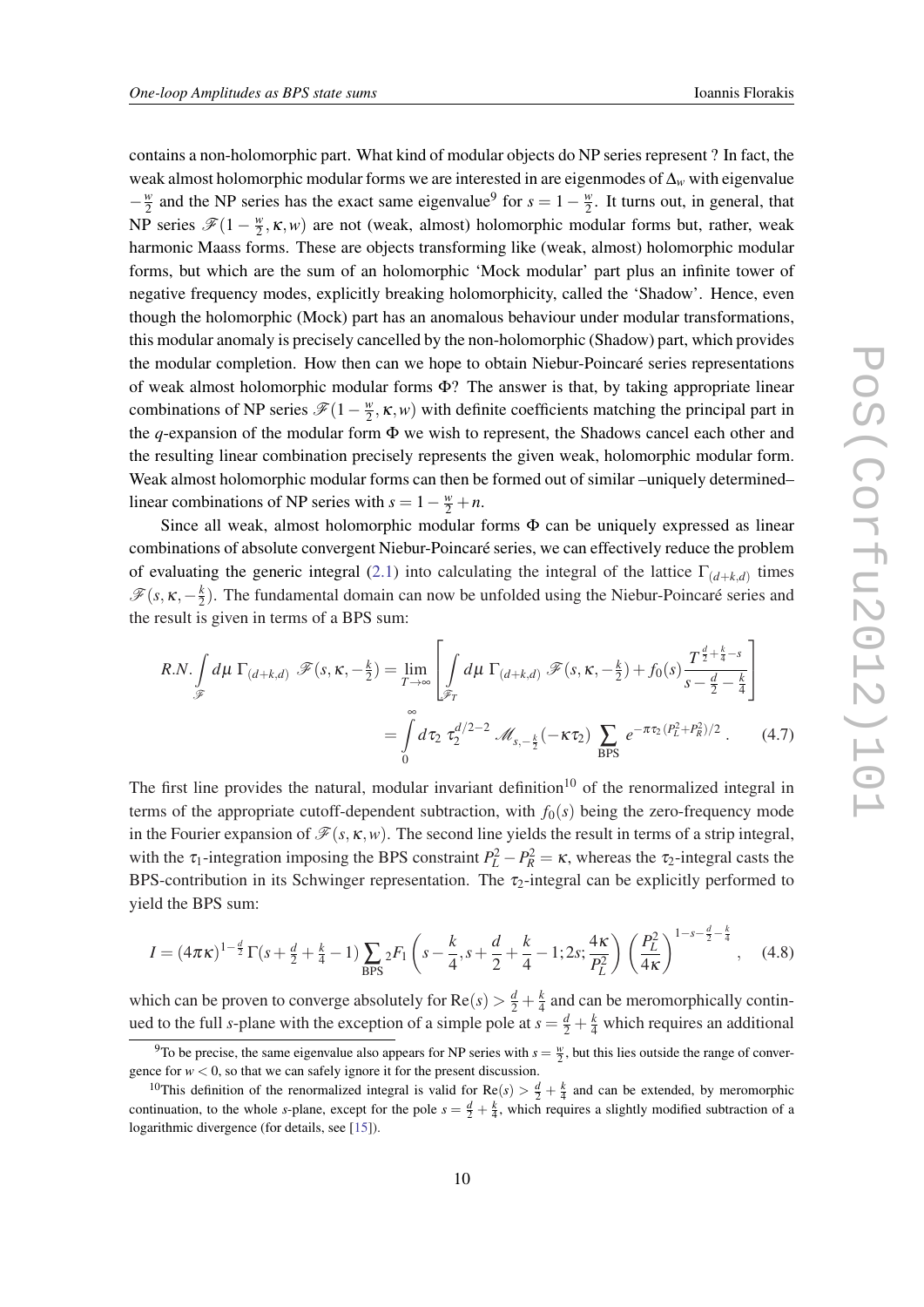contains a non-holomorphic part. What kind of modular objects do NP series represent ? In fact, the weak almost holomorphic modular forms we are interested in are eigenmodes of $\Delta_w$ with eigenvalue $-\frac{w}{2}$ and the NP series has the exact same eigenvalue[9] for $s = 1 - \frac{w}{2}$. It turns out, in general, that NP series $\mathscr{F}(1-\frac{w}{2}, \kappa, w)$ are not (weak, almost) holomorphic modular forms but, rather, weak harmonic Maass forms. These are objects transforming like (weak, almost) holomorphic modular forms, but which are the sum of an holomorphic 'Mock modular' part plus an infinite tower of negative frequency modes, explicitly breaking holomorphicity, called the 'Shadow'. Hence, even though the holomorphic (Mock) part has an anomalous behaviour under modular transformations, this modular anomaly is precisely cancelled by the non-holomorphic (Shadow) part, which provides the modular completion. How then can we hope to obtain Niebur-Poincaré series representations of weak almost holomorphic modular forms $\Phi$? The answer is that, by taking appropriate linear combinations of NP series $\mathscr{F}(1-\frac{w}{2}, \kappa, w)$ with definite coefficients matching the principal part in the $q$-expansion of the modular form $\Phi$ we wish to represent, the Shadows cancel each other and the resulting linear combination precisely represents the given weak, holomorphic modular form. Weak almost holomorphic modular forms can then be formed out of similar –uniquely determined– linear combinations of NP series with $s = 1 - \frac{w}{2} + n$.

Since all weak, almost holomorphic modular forms $\Phi$ can be uniquely expressed as linear combinations of absolute convergent Niebur-Poincaré series, we can effectively reduce the problem of evaluating the generic integral (2.1) into calculating the integral of the lattice $\Gamma_{(d+k,d)}$ times $\mathscr{F}(s, \kappa, -\frac{k}{2})$. The fundamental domain can now be unfolded using the Niebur-Poincaré series and the result is given in terms of a BPS sum:

$$
\begin{aligned}
R.N.\int_{\mathscr{F}} d\mu\ \Gamma_{(d+k,d)}\ \mathscr{F}(s,\kappa,-\tfrac{k}{2}) &= \lim_{T\to\infty}\left[\int_{\mathscr{F}_T} d\mu\ \Gamma_{(d+k,d)}\ \mathscr{F}(s,\kappa,-\tfrac{k}{2}) + f_0(s)\frac{T^{\frac{d}{2}+\frac{k}{4}-s}}{s-\frac{d}{2}-\frac{k}{4}}\right] \\
&= \int_0^\infty d\tau_2\ \tau_2^{d/2-2}\ \mathscr{M}_{s,-\frac{k}{2}}(-\kappa\tau_2)\sum_{\rm BPS} e^{-\pi\tau_2(P_L^2+P_R^2)/2}\,. \qquad (4.7)
\end{aligned}
$$

The first line provides the natural, modular invariant definition[10] of the renormalized integral in terms of the appropriate cutoff-dependent subtraction, with $f_0(s)$ being the zero-frequency mode in the Fourier expansion of $\mathscr{F}(s,\kappa,w)$. The second line yields the result in terms of a strip integral, with the $\tau_1$-integration imposing the BPS constraint $P_L^2 - P_R^2 = \kappa$, whereas the $\tau_2$-integral casts the BPS-contribution in its Schwinger representation. The $\tau_2$-integral can be explicitly performed to yield the BPS sum:

$$
I = (4\pi\kappa)^{1-\frac{d}{2}}\,\Gamma(s+\tfrac{d}{2}+\tfrac{k}{4}-1)\sum_{\rm BPS}{}_2F_1\left(s-\frac{k}{4}, s+\frac{d}{2}+\frac{k}{4}-1; 2s; \frac{4\kappa}{P_L^2}\right)\left(\frac{P_L^2}{4\kappa}\right)^{1-s-\frac{d}{2}-\frac{k}{4}}\,, \qquad (4.8)
$$

which can be proven to converge absolutely for $\mathrm{Re}(s) > \frac{d}{2}+\frac{k}{4}$ and can be meromorphically continued to the full $s$-plane with the exception of a simple pole at $s = \frac{d}{2}+\frac{k}{4}$ which requires an additional

[9] To be precise, the same eigenvalue also appears for NP series with $s = \frac{w}{2}$, but this lies outside the range of convergence for $w < 0$, so that we can safely ignore it for the present discussion.

[10] This definition of the renormalized integral is valid for $\mathrm{Re}(s) > \frac{d}{2}+\frac{k}{4}$ and can be extended, by meromorphic continuation, to the whole $s$-plane, except for the pole $s = \frac{d}{2}+\frac{k}{4}$, which requires a slightly modified subtraction of a logarithmic divergence (for details, see [15]).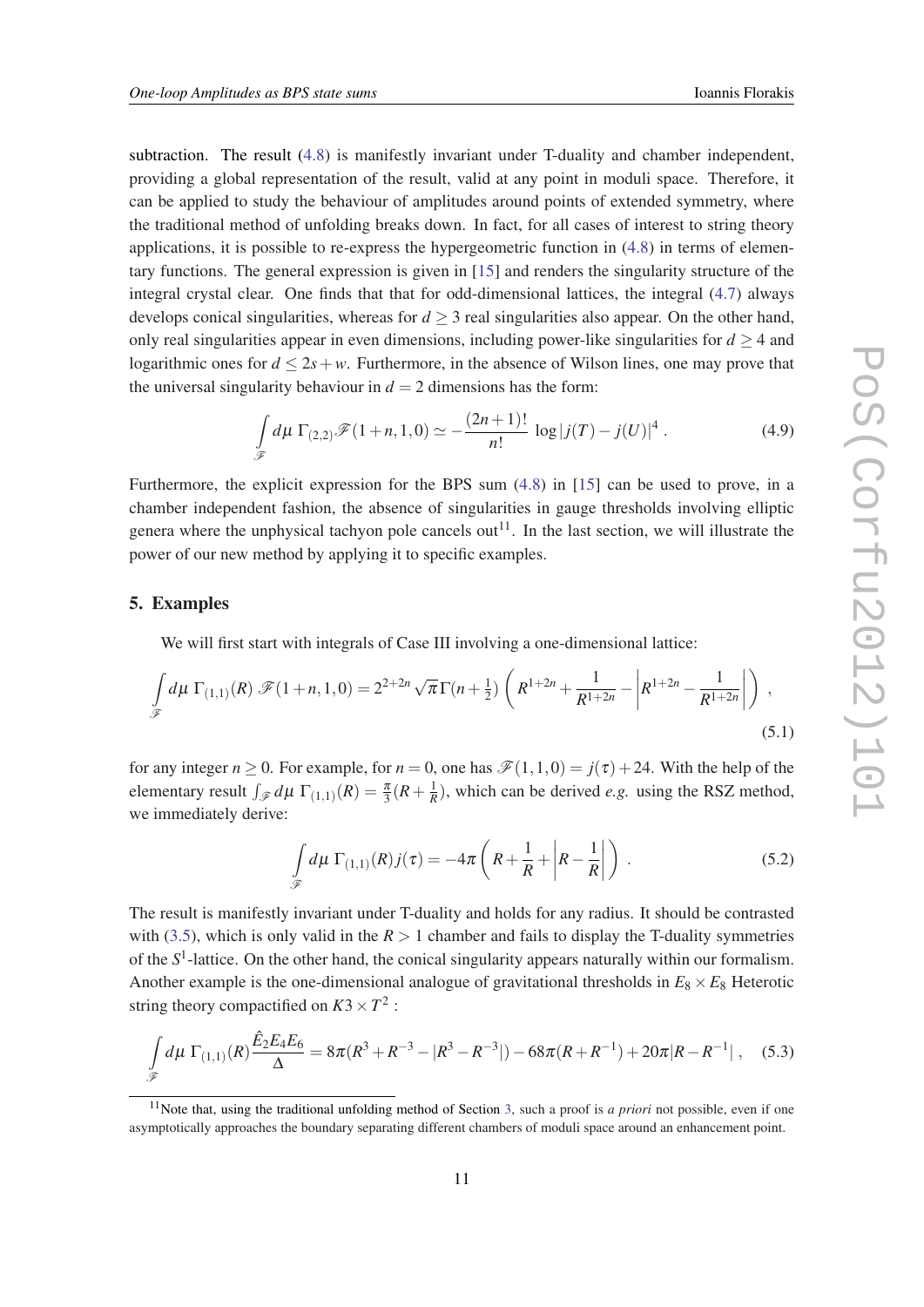subtraction. The result (4.8) is manifestly invariant under T-duality and chamber independent, providing a global representation of the result, valid at any point in moduli space. Therefore, it can be applied to study the behaviour of amplitudes around points of extended symmetry, where the traditional method of unfolding breaks down. In fact, for all cases of interest to string theory applications, it is possible to re-express the hypergeometric function in (4.8) in terms of elementary functions. The general expression is given in [15] and renders the singularity structure of the integral crystal clear. One finds that that for odd-dimensional lattices, the integral (4.7) always develops conical singularities, whereas for $d \geq 3$ real singularities also appear. On the other hand, only real singularities appear in even dimensions, including power-like singularities for $d \geq 4$ and logarithmic ones for $d \leq 2s+w$. Furthermore, in the absence of Wilson lines, one may prove that the universal singularity behaviour in $d=2$ dimensions has the form:

$$\int_{\mathscr{F}} d\mu\, \Gamma_{(2,2)} \mathscr{F}(1+n,1,0) \simeq -\frac{(2n+1)!}{n!}\, \log|j(T)-j(U)|^4\,. \tag{4.9}$$

Furthermore, the explicit expression for the BPS sum (4.8) in [15] can be used to prove, in a chamber independent fashion, the absence of singularities in gauge thresholds involving elliptic genera where the unphysical tachyon pole cancels out[11]. In the last section, we will illustrate the power of our new method by applying it to specific examples.

## 5. Examples

We will first start with integrals of Case III involving a one-dimensional lattice:

$$\int_{\mathscr{F}} d\mu\, \Gamma_{(1,1)}(R)\, \mathscr{F}(1+n,1,0) = 2^{2+2n}\sqrt{\pi}\,\Gamma(n+\tfrac{1}{2})\left(R^{1+2n}+\frac{1}{R^{1+2n}}-\left|R^{1+2n}-\frac{1}{R^{1+2n}}\right|\right)\,, \tag{5.1}$$

for any integer $n \geq 0$. For example, for $n=0$, one has $\mathscr{F}(1,1,0) = j(\tau)+24$. With the help of the elementary result $\int_{\mathscr{F}} d\mu\, \Gamma_{(1,1)}(R) = \frac{\pi}{3}(R+\frac{1}{R})$, which can be derived *e.g.* using the RSZ method, we immediately derive:

$$\int_{\mathscr{F}} d\mu\, \Gamma_{(1,1)}(R) j(\tau) = -4\pi\left(R+\frac{1}{R}+\left|R-\frac{1}{R}\right|\right)\,. \tag{5.2}$$

The result is manifestly invariant under T-duality and holds for any radius. It should be contrasted with (3.5), which is only valid in the $R>1$ chamber and fails to display the T-duality symmetries of the $S^1$-lattice. On the other hand, the conical singularity appears naturally within our formalism. Another example is the one-dimensional analogue of gravitational thresholds in $E_8 \times E_8$ Heterotic string theory compactified on $K3 \times T^2$ :

$$\int_{\mathscr{F}} d\mu\, \Gamma_{(1,1)}(R) \frac{\hat{E}_2 E_4 E_6}{\Delta} = 8\pi(R^3+R^{-3}-|R^3-R^{-3}|) - 68\pi(R+R^{-1}) + 20\pi|R-R^{-1}|\,, \tag{5.3}$$

[11] Note that, using the traditional unfolding method of Section 3, such a proof is *a priori* not possible, even if one asymptotically approaches the boundary separating different chambers of moduli space around an enhancement point.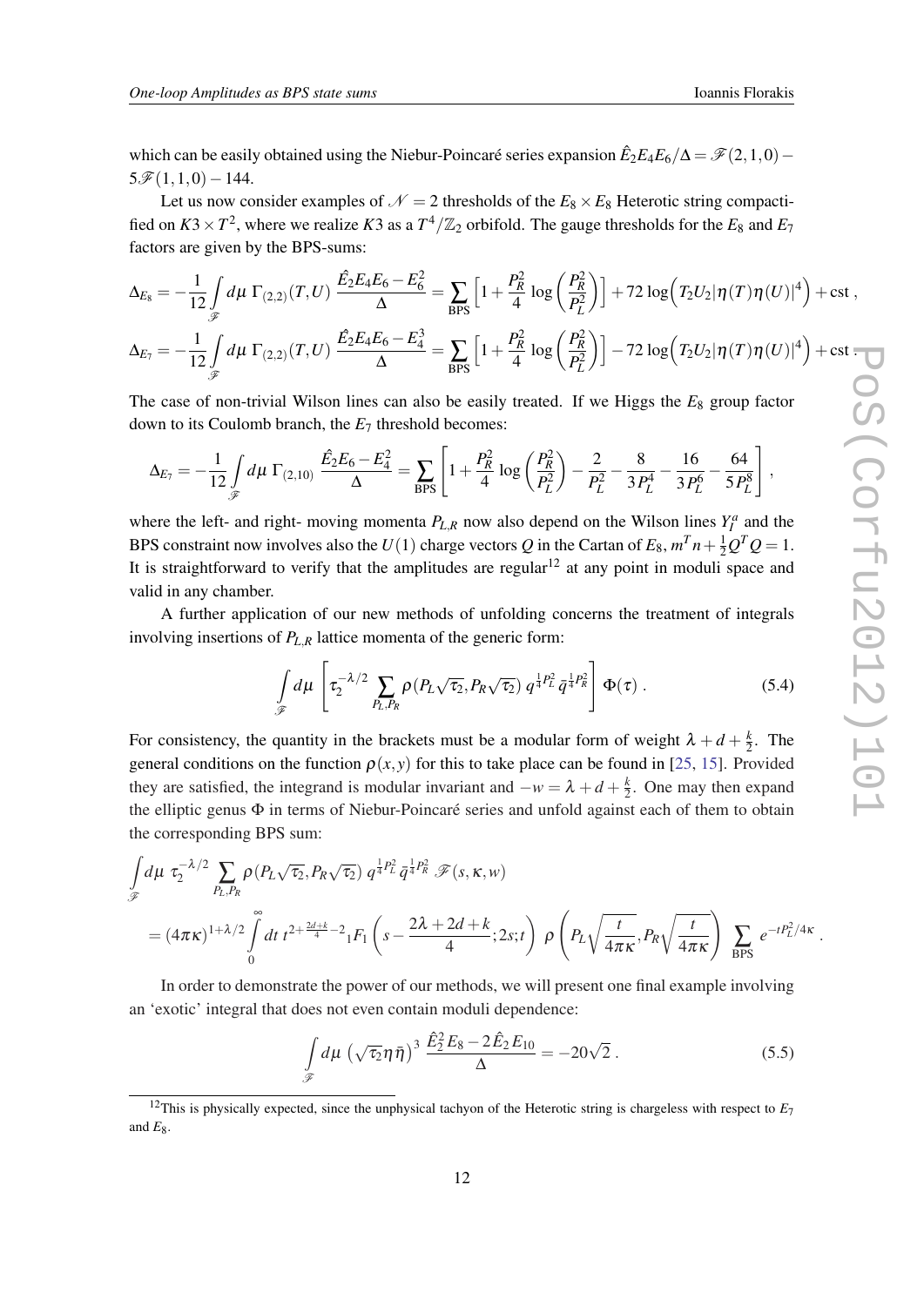which can be easily obtained using the Niebur-Poincaré series expansion $\hat{E}_2 E_4 E_6/\Delta = \mathscr{F}(2,1,0) - 5\mathscr{F}(1,1,0) - 144$.

Let us now consider examples of $\mathscr{N}=2$ thresholds of the $E_8\times E_8$ Heterotic string compactified on $K3\times T^2$, where we realize $K3$ as a $T^4/\mathbb{Z}_2$ orbifold. The gauge thresholds for the $E_8$ and $E_7$ factors are given by the BPS-sums:

$$\Delta_{E_8} = -\frac{1}{12}\int_{\mathscr{F}} d\mu\ \Gamma_{(2,2)}(T,U)\ \frac{\hat{E}_2 E_4 E_6 - E_6^2}{\Delta} = \sum_{\rm BPS}\left[1+\frac{P_R^2}{4}\log\left(\frac{P_R^2}{P_L^2}\right)\right] + 72\log\Big(T_2 U_2 |\eta(T)\eta(U)|^4\Big) + {\rm cst}\,,$$

$$\Delta_{E_7} = -\frac{1}{12}\int_{\mathscr{F}} d\mu\ \Gamma_{(2,2)}(T,U)\ \frac{\hat{E}_2 E_4 E_6 - E_4^3}{\Delta} = \sum_{\rm BPS}\left[1+\frac{P_R^2}{4}\log\left(\frac{P_R^2}{P_L^2}\right)\right] - 72\log\Big(T_2 U_2 |\eta(T)\eta(U)|^4\Big) + {\rm cst}\,.$$

The case of non-trivial Wilson lines can also be easily treated. If we Higgs the $E_8$ group factor down to its Coulomb branch, the $E_7$ threshold becomes:

$$\Delta_{E_7} = -\frac{1}{12}\int_{\mathscr{F}} d\mu\ \Gamma_{(2,10)}\ \frac{\hat{E}_2 E_6 - E_4^2}{\Delta} = \sum_{\rm BPS}\left[1+\frac{P_R^2}{4}\log\left(\frac{P_R^2}{P_L^2}\right) - \frac{2}{P_L^2} - \frac{8}{3P_L^4} - \frac{16}{3P_L^6} - \frac{64}{5P_L^8}\right]\,,$$

where the left- and right- moving momenta $P_{L,R}$ now also depend on the Wilson lines $Y_I^a$ and the BPS constraint now involves also the $U(1)$ charge vectors $Q$ in the Cartan of $E_8$, $m^T n + \frac{1}{2}Q^T Q = 1$. It is straightforward to verify that the amplitudes are regular[12] at any point in moduli space and valid in any chamber.

A further application of our new methods of unfolding concerns the treatment of integrals involving insertions of $P_{L,R}$ lattice momenta of the generic form:

$$\int_{\mathscr{F}} d\mu\ \left[\tau_2^{-\lambda/2}\sum_{P_L,P_R}\rho(P_L\sqrt{\tau_2},P_R\sqrt{\tau_2})\ q^{\frac{1}{4}P_L^2}\bar{q}^{\frac{1}{4}P_R^2}\right]\Phi(\tau)\,. \tag{5.4}$$

For consistency, the quantity in the brackets must be a modular form of weight $\lambda + d + \frac{k}{2}$. The general conditions on the function $\rho(x,y)$ for this to take place can be found in [25, 15]. Provided they are satisfied, the integrand is modular invariant and $-w = \lambda + d + \frac{k}{2}$. One may then expand the elliptic genus $\Phi$ in terms of Niebur-Poincaré series and unfold against each of them to obtain the corresponding BPS sum:

$$\begin{aligned}
&\int_{\mathscr{F}} d\mu\ \tau_2^{-\lambda/2}\sum_{P_L,P_R}\rho(P_L\sqrt{\tau_2},P_R\sqrt{\tau_2})\ q^{\frac{1}{4}P_L^2}\bar{q}^{\frac{1}{4}P_R^2}\ \mathscr{F}(s,\kappa,w)\\
&= (4\pi\kappa)^{1+\lambda/2}\int_0^\infty dt\ t^{2+\frac{2d+k}{4}-2}\,{}_1F_1\left(s-\frac{2\lambda+2d+k}{4};2s;t\right)\ \rho\left(P_L\sqrt{\frac{t}{4\pi\kappa}},P_R\sqrt{\frac{t}{4\pi\kappa}}\right)\ \sum_{\rm BPS} e^{-tP_L^2/4\kappa}\,.
\end{aligned}$$

In order to demonstrate the power of our methods, we will present one final example involving an 'exotic' integral that does not even contain moduli dependence:

$$\int_{\mathscr{F}} d\mu\ \left(\sqrt{\tau_2}\,\eta\bar{\eta}\right)^3\ \frac{\hat{E}_2^2 E_8 - 2\hat{E}_2 E_{10}}{\Delta} = -20\sqrt{2}\,. \tag{5.5}$$

---

[12] This is physically expected, since the unphysical tachyon of the Heterotic string is chargeless with respect to $E_7$ and $E_8$.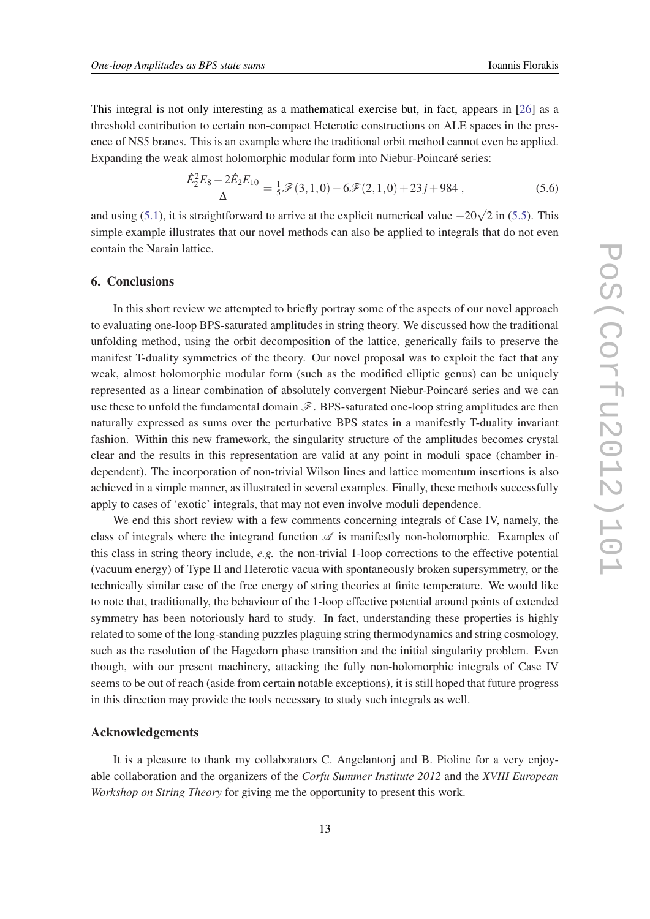This integral is not only interesting as a mathematical exercise but, in fact, appears in [26] as a threshold contribution to certain non-compact Heterotic constructions on ALE spaces in the presence of NS5 branes. This is an example where the traditional orbit method cannot even be applied. Expanding the weak almost holomorphic modular form into Niebur-Poincaré series:

$$\frac{\hat{E}_2^2 E_8 - 2\hat{E}_2 E_{10}}{\Delta} = \tfrac{1}{5}\mathscr{F}(3,1,0) - 6\mathscr{F}(2,1,0) + 23j + 984 \,, \tag{5.6}$$

and using (5.1), it is straightforward to arrive at the explicit numerical value $-20\sqrt{2}$ in (5.5). This simple example illustrates that our novel methods can also be applied to integrals that do not even contain the Narain lattice.

## 6. Conclusions

In this short review we attempted to briefly portray some of the aspects of our novel approach to evaluating one-loop BPS-saturated amplitudes in string theory. We discussed how the traditional unfolding method, using the orbit decomposition of the lattice, generically fails to preserve the manifest T-duality symmetries of the theory. Our novel proposal was to exploit the fact that any weak, almost holomorphic modular form (such as the modified elliptic genus) can be uniquely represented as a linear combination of absolutely convergent Niebur-Poincaré series and we can use these to unfold the fundamental domain $\mathscr{F}$. BPS-saturated one-loop string amplitudes are then naturally expressed as sums over the perturbative BPS states in a manifestly T-duality invariant fashion. Within this new framework, the singularity structure of the amplitudes becomes crystal clear and the results in this representation are valid at any point in moduli space (chamber independent). The incorporation of non-trivial Wilson lines and lattice momentum insertions is also achieved in a simple manner, as illustrated in several examples. Finally, these methods successfully apply to cases of 'exotic' integrals, that may not even involve moduli dependence.

We end this short review with a few comments concerning integrals of Case IV, namely, the class of integrals where the integrand function $\mathscr{A}$ is manifestly non-holomorphic. Examples of this class in string theory include, *e.g.* the non-trivial 1-loop corrections to the effective potential (vacuum energy) of Type II and Heterotic vacua with spontaneously broken supersymmetry, or the technically similar case of the free energy of string theories at finite temperature. We would like to note that, traditionally, the behaviour of the 1-loop effective potential around points of extended symmetry has been notoriously hard to study. In fact, understanding these properties is highly related to some of the long-standing puzzles plaguing string thermodynamics and string cosmology, such as the resolution of the Hagedorn phase transition and the initial singularity problem. Even though, with our present machinery, attacking the fully non-holomorphic integrals of Case IV seems to be out of reach (aside from certain notable exceptions), it is still hoped that future progress in this direction may provide the tools necessary to study such integrals as well.

## Acknowledgements

It is a pleasure to thank my collaborators C. Angelantonj and B. Pioline for a very enjoyable collaboration and the organizers of the *Corfu Summer Institute 2012* and the *XVIII European Workshop on String Theory* for giving me the opportunity to present this work.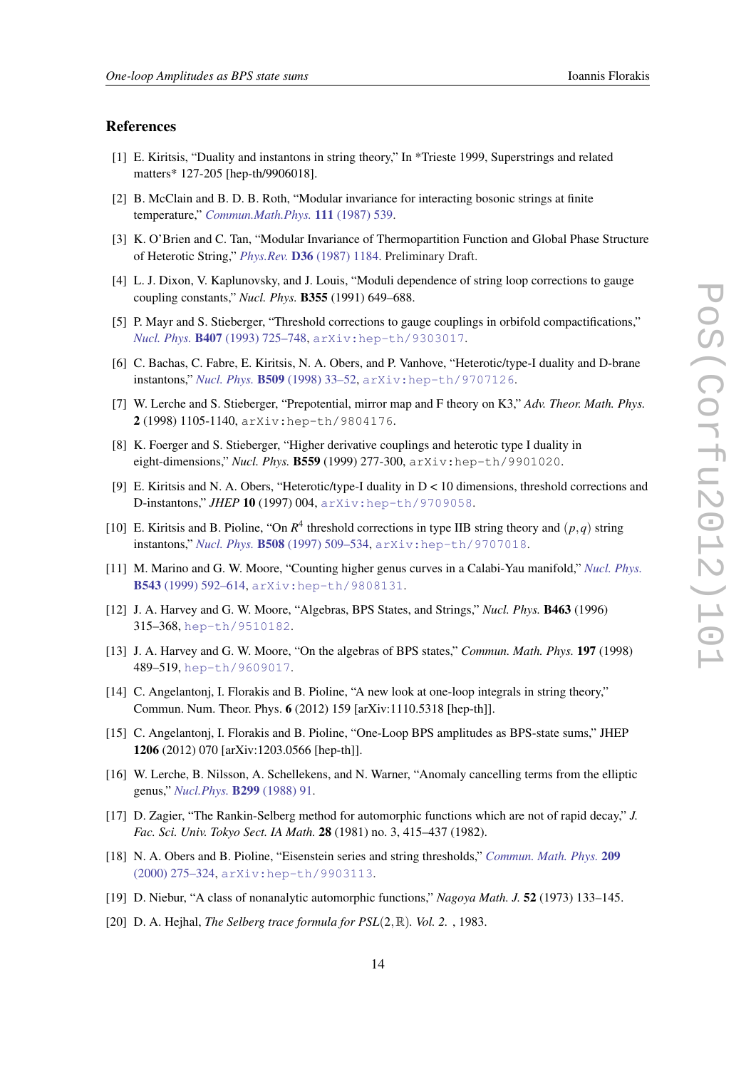## References

[1] E. Kiritsis, "Duality and instantons in string theory," In *Trieste 1999, Superstrings and related matters* 127-205 [hep-th/9906018].

[2] B. McClain and B. D. B. Roth, "Modular invariance for interacting bosonic strings at finite temperature," *Commun.Math.Phys.* **111** (1987) 539.

[3] K. O'Brien and C. Tan, "Modular Invariance of Thermopartition Function and Global Phase Structure of Heterotic String," *Phys.Rev.* **D36** (1987) 1184. Preliminary Draft.

[4] L. J. Dixon, V. Kaplunovsky, and J. Louis, "Moduli dependence of string loop corrections to gauge coupling constants," *Nucl. Phys.* **B355** (1991) 649–688.

[5] P. Mayr and S. Stieberger, "Threshold corrections to gauge couplings in orbifold compactifications," *Nucl. Phys.* **B407** (1993) 725–748, arXiv:hep-th/9303017.

[6] C. Bachas, C. Fabre, E. Kiritsis, N. A. Obers, and P. Vanhove, "Heterotic/type-I duality and D-brane instantons," *Nucl. Phys.* **B509** (1998) 33–52, arXiv:hep-th/9707126.

[7] W. Lerche and S. Stieberger, "Prepotential, mirror map and F theory on K3," *Adv. Theor. Math. Phys.* **2** (1998) 1105-1140, arXiv:hep-th/9804176.

[8] K. Foerger and S. Stieberger, "Higher derivative couplings and heterotic type I duality in eight-dimensions," *Nucl. Phys.* **B559** (1999) 277-300, arXiv:hep-th/9901020.

[9] E. Kiritsis and N. A. Obers, "Heterotic/type-I duality in D < 10 dimensions, threshold corrections and D-instantons," *JHEP* **10** (1997) 004, arXiv:hep-th/9709058.

[10] E. Kiritsis and B. Pioline, "On $R^4$ threshold corrections in type IIB string theory and $(p,q)$ string instantons," *Nucl. Phys.* **B508** (1997) 509–534, arXiv:hep-th/9707018.

[11] M. Marino and G. W. Moore, "Counting higher genus curves in a Calabi-Yau manifold," *Nucl. Phys.* **B543** (1999) 592–614, arXiv:hep-th/9808131.

[12] J. A. Harvey and G. W. Moore, "Algebras, BPS States, and Strings," *Nucl. Phys.* **B463** (1996) 315–368, hep-th/9510182.

[13] J. A. Harvey and G. W. Moore, "On the algebras of BPS states," *Commun. Math. Phys.* **197** (1998) 489–519, hep-th/9609017.

[14] C. Angelantonj, I. Florakis and B. Pioline, "A new look at one-loop integrals in string theory," Commun. Num. Theor. Phys. **6** (2012) 159 [arXiv:1110.5318 [hep-th]].

[15] C. Angelantonj, I. Florakis and B. Pioline, "One-Loop BPS amplitudes as BPS-state sums," JHEP **1206** (2012) 070 [arXiv:1203.0566 [hep-th]].

[16] W. Lerche, B. Nilsson, A. Schellekens, and N. Warner, "Anomaly cancelling terms from the elliptic genus," *Nucl.Phys.* **B299** (1988) 91.

[17] D. Zagier, "The Rankin-Selberg method for automorphic functions which are not of rapid decay," *J. Fac. Sci. Univ. Tokyo Sect. IA Math.* **28** (1981) no. 3, 415–437 (1982).

[18] N. A. Obers and B. Pioline, "Eisenstein series and string thresholds," *Commun. Math. Phys.* **209** (2000) 275–324, arXiv:hep-th/9903113.

[19] D. Niebur, "A class of nonanalytic automorphic functions," *Nagoya Math. J.* **52** (1973) 133–145.

[20] D. A. Hejhal, *The Selberg trace formula for PSL$(2,\mathbb{R})$. Vol. 2.* , 1983.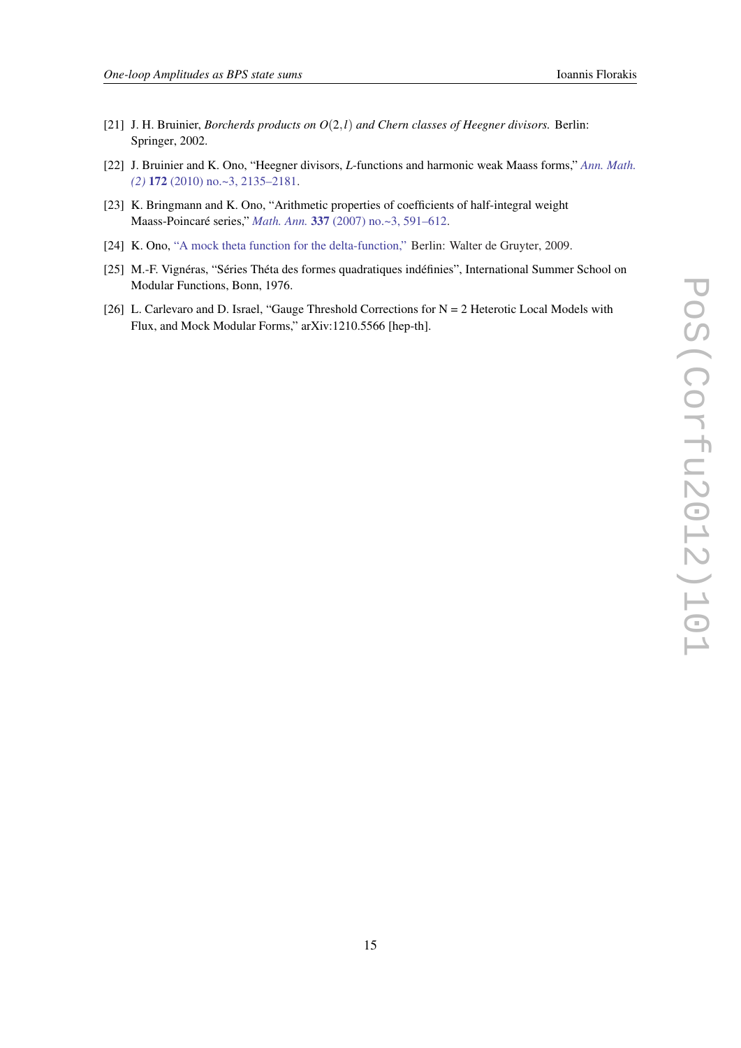[21] J. H. Bruinier, *Borcherds products on $O(2,l)$ and Chern classes of Heegner divisors.* Berlin: Springer, 2002.

[22] J. Bruinier and K. Ono, "Heegner divisors, $L$-functions and harmonic weak Maass forms," *Ann. Math. (2)* **172** (2010) no.~3, 2135–2181.

[23] K. Bringmann and K. Ono, "Arithmetic properties of coefficients of half-integral weight Maass-Poincaré series," *Math. Ann.* **337** (2007) no.~3, 591–612.

[24] K. Ono, "A mock theta function for the delta-function," Berlin: Walter de Gruyter, 2009.

[25] M.-F. Vignéras, "Séries Théta des formes quadratiques indéfinies", International Summer School on Modular Functions, Bonn, 1976.

[26] L. Carlevaro and D. Israel, "Gauge Threshold Corrections for N = 2 Heterotic Local Models with Flux, and Mock Modular Forms," arXiv:1210.5566 [hep-th].